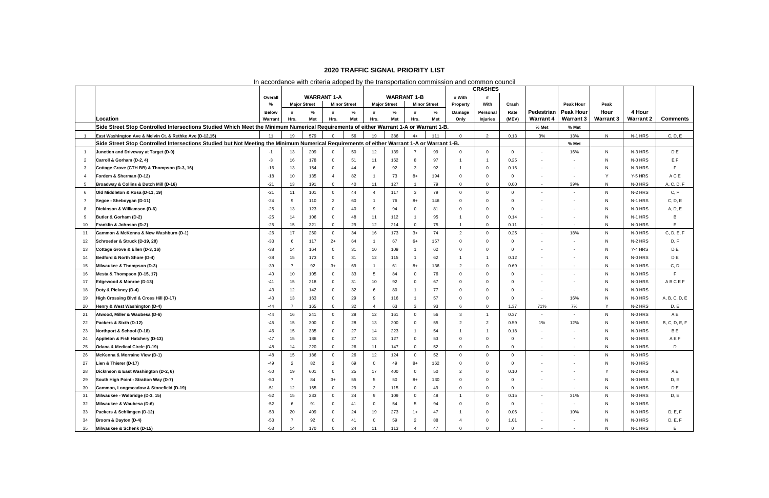# 2020 TRAFFIC SIGNAL PRIORITY LIST

In accordance with criteria adoped by the transportation commission and common council

| | Location | Overall % Below Warrant | WARRANT 1-A | | | | WARRANT 1-B | | | | CRASHES | | | Pedestrian Warrant 4 | Peak Hour Warrant 3 | Peak Hour Warrant 3 | 4 Hour Warrant 2 | Comments |
|---|---|---|---|---|---|---|---|---|---|---|---|---|---|---|---|---|---|---|
| | | | Major Street | | Minor Street | | Major Street | | Minor Street | | # With Property Damage Only | # With Personal Injuries | Crash Rate (MEV) | | | | | |
| | | | # Hrs. | % Met | # Hrs. | % Met | # Hrs. | % Met | # Hrs. | % Met | | | | | | | | |
| | Side Street Stop Controlled Intersections Studied Which Meet the Minimum Numerical Requirements of either Warrant 1-A or Warrant 1-B. | | | | | | | | | | | | | % Met | % Met | | | |
| 1 | East Washington Ave & Melvin Ct. & Rethke Ave (D-12,15) | 11 | 19 | 579 | 0 | 56 | 19 | 386 | 4+ | 111 | 0 | 2 | 0.13 | 3% | 13% | N | N-1 HRS | C, D, E |
| | Side Street Stop Controlled Intersections Studied but Not Meeting the Minimum Numerical Requirements of either Warrant 1-A or Warrant 1-B. | | | | | | | | | | | | | | % Met | | | |
| 1 | Junction and Driveway at Target (D-9) | -1 | 13 | 209 | 0 | 50 | 12 | 139 | 7 | 99 | 0 | 0 | 0 | - | 16% | N | N-3 HRS | D E |
| 2 | Carroll & Gorham (D-2, 4) | -3 | 16 | 178 | 0 | 51 | 11 | 162 | 8 | 97 | 1 | 1 | 0.25 | - | - | N | N-0 HRS | E F |
| 3 | Cottage Grove (CTH BB) & Thompson (D-3, 16) | -16 | 13 | 154 | 0 | 44 | 6 | 92 | 3 | 92 | 1 | 0 | 0.16 | - | - | N | N-3 HRS | F |
| 4 | Fordem & Sherman (D-12) | -18 | 10 | 135 | 4 | 82 | 1 | 73 | 8+ | 194 | 0 | 0 | 0 | - | - | Y | Y-5 HRS | A C E |
| 5 | Broadway & Collins & Dutch Mill (D-16) | -21 | 13 | 191 | 0 | 40 | 11 | 127 | 1 | 79 | 0 | 0 | 0.00 | - | 39% | N | N-0 HRS | A, C, D, F |
| 6 | Old Middleton & Rosa (D-11, 19) | -21 | 11 | 101 | 0 | 44 | 4 | 117 | 3 | 79 | 0 | 0 | 0 | - | - | N | N-2 HRS | C, F |
| 7 | Segoe - Sheboygan (D-11) | -24 | 9 | 110 | 2 | 60 | 1 | 76 | 8+ | 146 | 0 | 0 | 0 | - | - | N | N-1 HRS | C, D, E |
| 8 | Dickinson & Williamson (D-6) | -25 | 13 | 123 | 0 | 40 | 9 | 94 | 0 | 81 | 0 | 0 | 0 | - | - | N | N-0 HRS | A, D, E |
| 9 | Butler & Gorham (D-2) | -25 | 14 | 106 | 0 | 48 | 11 | 112 | 1 | 95 | 1 | 0 | 0.14 | - | - | N | N-1 HRS | B |
| 10 | Franklin & Johnson (D-2) | -25 | 15 | 321 | 0 | 29 | 12 | 214 | 0 | 75 | 1 | 0 | 0.11 | - | - | N | N-0 HRS | E |
| 11 | Gammon & McKenna & New Washburn (D-1) | -26 | 17 | 260 | 0 | 34 | 16 | 173 | 3+ | 74 | 2 | 0 | 0.25 | - | 18% | N | N-0 HRS | C, D, E, F |
| 12 | Schroeder & Struck (D-19, 20) | -33 | 6 | 117 | 2+ | 64 | 1 | 67 | 6+ | 157 | 0 | 0 | 0 | - | - | N | N-2 HRS | D, F |
| 13 | Cottage Grove & Ellen (D-3, 16) | -38 | 14 | 164 | 0 | 31 | 10 | 109 | 1 | 62 | 0 | 0 | 0 | - | - | N | Y-4 HRS | D E |
| 14 | Bedford & North Shore (D-4) | -38 | 15 | 173 | 0 | 31 | 12 | 115 | 1 | 62 | 1 | 1 | 0.12 | - | - | N | N-0 HRS | D E |
| 15 | Milwaukee & Thompson (D-3) | -39 | 7 | 92 | 3+ | 69 | 1 | 61 | 8+ | 136 | 2 | 0 | 0.69 | - | - | N | N-0 HRS | C, D |
| 16 | Mesta & Thompson (D-15, 17) | -40 | 10 | 105 | 0 | 33 | 5 | 84 | 0 | 76 | 0 | 0 | 0 | - | - | N | N-0 HRS | F |
| 17 | Edgewood & Monroe (D-13) | -41 | 15 | 218 | 0 | 31 | 10 | 92 | 0 | 67 | 0 | 0 | 0 | - | - | N | N-0 HRS | A B C E F |
| 18 | Doty & Pickney (D-4) | -43 | 12 | 142 | 0 | 32 | 6 | 80 | 1 | 77 | 0 | 0 | 0 | - | - | N | N-0 HRS | |
| 19 | High Crossing Blvd & Cross Hill (D-17) | -43 | 13 | 163 | 0 | 29 | 9 | 116 | 1 | 57 | 0 | 0 | 0 | - | 16% | N | N-0 HRS | A, B, C, D, E |
| 20 | Henry & West Washington (D-4) | -44 | 7 | 165 | 0 | 32 | 4 | 63 | 3 | 93 | 6 | 0 | 1.37 | 71% | 7% | Y | N-2 HRS | D, E |
| 21 | Atwood, Miller & Waubesa (D-6) | -44 | 16 | 241 | 0 | 28 | 12 | 161 | 0 | 56 | 3 | 1 | 0.37 | - | - | N | N-0 HRS | A E |
| 22 | Packers & Sixth (D-12) | -45 | 15 | 300 | 0 | 28 | 13 | 200 | 0 | 55 | 2 | 2 | 0.59 | 1% | 12% | N | N-0 HRS | B, C, D, E, F |
| 23 | Northport & School (D-18) | -46 | 15 | 335 | 0 | 27 | 14 | 223 | 1 | 54 | 1 | 1 | 0.18 | - | - | N | N-0 HRS | B E |
| 24 | Appleton & Fish Hatchery (D-13) | -47 | 15 | 186 | 0 | 27 | 13 | 127 | 0 | 53 | 0 | 0 | 0 | - | - | N | N-0 HRS | A E F |
| 25 | Odana & Medical Circle (D-19) | -48 | 14 | 220 | 0 | 26 | 11 | 147 | 0 | 52 | 0 | 0 | 0 | - | - | N | N-0 HRS | D |
| 26 | McKenna & Morraine View (D-1) | -48 | 15 | 186 | 0 | 26 | 12 | 124 | 0 | 52 | 0 | 0 | 0 | - | - | N | N-0 HRS | |
| 27 | Lien & Thierer (D-17) | -49 | 2 | 82 | 2 | 69 | 0 | 49 | 8+ | 162 | 0 | 0 | 0 | - | - | N | N-0 HRS | |
| 28 | Dickinson & East Washington (D-2, 6) | -50 | 19 | 601 | 0 | 25 | 17 | 400 | 0 | 50 | 2 | 0 | 0.10 | - | - | Y | N-2 HRS | A E |
| 29 | South High Point - Stratton Way (D-7) | -50 | 7 | 84 | 3+ | 55 | 5 | 50 | 8+ | 130 | 0 | 0 | 0 | - | - | N | N-0 HRS | D, E |
| 30 | Gammon, Longmeadow & Stonefield (D-19) | -51 | 12 | 165 | 0 | 29 | 2 | 115 | 0 | 49 | 0 | 0 | 0 | - | - | N | N-0 HRS | D E |
| 31 | Milwaukee - Walbridge (D-3, 15) | -52 | 15 | 233 | 0 | 24 | 9 | 109 | 0 | 48 | 1 | 0 | 0.15 | - | 31% | N | N-0 HRS | D, E |
| 32 | Milwaukee & Waubesa (D-6) | -52 | 6 | 91 | 0 | 41 | 0 | 54 | 5 | 94 | 0 | 0 | 0 | - | - | N | N-0 HRS | |
| 33 | Packers & Schlimgen (D-12) | -53 | 20 | 409 | 0 | 24 | 19 | 273 | 1+ | 47 | 1 | 0 | 0.06 | - | 10% | N | N-0 HRS | D, E, F |
| 34 | Broom & Dayton (D-4) | -53 | 7 | 92 | 0 | 41 | 0 | 59 | 2 | 88 | 4 | 0 | 1.01 | - | - | N | N-0 HRS | D, E, F |
| 35 | Milwaukee & Schenk (D-15) | -53 | 14 | 170 | 0 | 24 | 11 | 113 | 4 | 47 | 0 | 0 | 0 | - | - | N | N-1 HRS | E |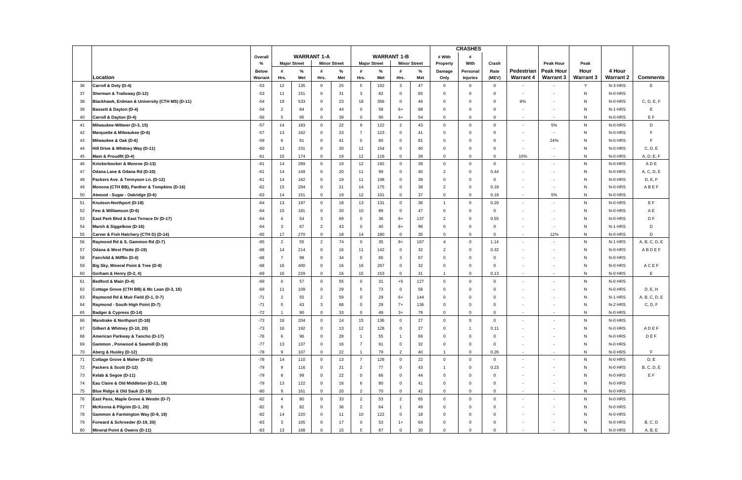| | Location | Overall % Below Warrant | WARRANT 1-A Major Street # Hrs. | WARRANT 1-A Major Street % Met | WARRANT 1-A Minor Street # Hrs. | WARRANT 1-A Minor Street % Met | WARRANT 1-B Major Street # Hrs. | WARRANT 1-B Major Street % Met | WARRANT 1-B Minor Street # Hrs. | WARRANT 1-B Minor Street % Met | CRASHES # With Property Damage Only | CRASHES # With Personal Injuries | CRASHES Crash Rate (MEV) | Pedestrian Warrant 4 | Peak Hour Warrant 3 | Peak Hour Warrant 3 | 4 Hour Warrant 2 | Comments |
|---|---|---|---|---|---|---|---|---|---|---|---|---|---|---|---|---|---|---|
| 36 | Carroll & Doty (D-4) | -53 | 12 | 135 | 0 | 25 | 5 | 102 | 3 | 47 | 0 | 0 | 0 | - | - | Y | N-3 HRS | E |
| 37 | Sherman & Trailsway (D-12) | -53 | 11 | 151 | 0 | 31 | 3 | 82 | 0 | 65 | 0 | 0 | 0 | - | - | N | N-0 HRS | |
| 38 | Blackhawk, Erdman & University (CTH MS) (D-11) | -54 | 19 | 533 | 0 | 23 | 18 | 356 | 0 | 46 | 0 | 0 | 0 | 8% | - | N | N-0 HRS | C, D, E, F |
| 39 | Bassett & Dayton (D-4) | -54 | 2 | 84 | 0 | 44 | 0 | 58 | 6+ | 88 | 0 | 0 | 0 | - | - | N | N-1 HRS | E |
| 40 | Carroll & Dayton (D-4) | -56 | 5 | 95 | 0 | 39 | 0 | 90 | 4+ | 54 | 0 | 0 | 0 | - | - | N | N-0 HRS | E F |
| 41 | Milwaukee-Wittwer (D-3, 15) | -57 | 14 | 183 | 0 | 22 | 9 | 122 | 2 | 43 | 0 | 0 | 0 | - | 5% | N | N-0 HRS | D |
| 42 | Marquette & Milwaukee (D-6) | -57 | 13 | 162 | 0 | 23 | 7 | 123 | 0 | 41 | 0 | 0 | 0 | - | - | N | N-0 HRS | F |
| 43 | Milwaukee & Oak (D-6) | -59 | 6 | 91 | 0 | 41 | 0 | 60 | 0 | 81 | 0 | 0 | 0 | - | 24% | N | N-0 HRS | F |
| 44 | Hill Drive & Whitney Way (D-11) | -60 | 13 | 231 | 0 | 20 | 12 | 154 | 0 | 40 | 0 | 0 | 0 | - | - | N | N-0 HRS | C, D, E |
| 45 | Main & Proudfit (D-4) | -61 | 15 | 174 | 0 | 19 | 12 | 116 | 0 | 39 | 0 | 0 | 0 | 10% | - | N | N-0 HRS | A, D, E, F |
| 46 | Knickerbocker & Monroe (D-13) | -61 | 14 | 289 | 0 | 19 | 12 | 192 | 0 | 39 | 0 | 0 | 0 | - | - | N | N-0 HRS | A D E |
| 47 | Odana Lane & Odana Rd (D-10) | -61 | 14 | 149 | 0 | 20 | 11 | 99 | 0 | 40 | 2 | 0 | 0.44 | - | - | N | N-0 HRS | A, C, D, E |
| 48 | Packers Ave. & Tennyson Ln. (D-12) | -61 | 14 | 162 | 0 | 19 | 11 | 108 | 0 | 39 | 0 | 0 | 0 | - | - | N | N-0 HRS | D, E, F |
| 49 | Monona (CTH BB), Panther & Tompkins (D-16) | -62 | 15 | 294 | 0 | 21 | 14 | 175 | 0 | 38 | 2 | 0 | 0.18 | - | - | N | N-0 HRS | A B E F |
| 50 | Atwood - Sugar - Oakridge (D-6) | -63 | 14 | 151 | 0 | 19 | 12 | 101 | 0 | 37 | 0 | 0 | 0.18 | - | 5% | N | N-0 HRS | |
| 51 | Knutson-Northport (D-18) | -64 | 13 | 197 | 0 | 18 | 13 | 131 | 0 | 36 | 1 | 0 | 0.20 | - | - | N | N-0 HRS | E F |
| 52 | Few & Williamson (D-6) | -64 | 15 | 181 | 0 | 20 | 10 | 89 | 0 | 47 | 0 | 0 | 0 | - | - | N | N-0 HRS | A E |
| 53 | East Park Blvd & East Terrace Dr (D-17) | -64 | 4 | 54 | 3 | 69 | 0 | 36 | 6+ | 137 | 2 | 0 | 0.55 | - | - | N | N-0 HRS | D F |
| 54 | Marsh & Siggelkow (D-16) | -64 | 3 | 67 | 2 | 43 | 0 | 40 | 6+ | 96 | 0 | 0 | 0 | - | - | N | N-1 HRS | D |
| 55 | Carver & Fish Hatchery (CTH D) (D-14) | -65 | 17 | 270 | 0 | 18 | 14 | 180 | 0 | 35 | 0 | 0 | 0 | - | 12% | N | N-0 HRS | D |
| 56 | Raymond Rd & S. Gammon Rd (D-7) | -65 | 2 | 55 | 2 | 74 | 0 | 35 | 8+ | 167 | 4 | 0 | 1.14 | - | - | N | N-1 HRS | A, B, C, D, E |
| 57 | Odana & West Platte (D-19) | -68 | 14 | 214 | 0 | 16 | 11 | 142 | 0 | 32 | 2 | 0 | 0.32 | - | - | N | N-0 HRS | A B D E F |
| 58 | Fairchild & Mifflin (D-4) | -68 | 7 | 98 | 0 | 34 | 0 | 65 | 3 | 67 | 0 | 0 | 0 | - | - | N | N-0 HRS | |
| 59 | Big Sky, Mineral Point & Tree (D-9) | -68 | 16 | 400 | 0 | 16 | 16 | 267 | 0 | 32 | 0 | 0 | 0 | - | - | N | N-0 HRS | A C E F |
| 60 | Gorham & Henry (D-2, 4) | -69 | 16 | 229 | 0 | 16 | 15 | 153 | 0 | 31 | 1 | 0 | 0.13 | - | - | N | N-0 HRS | E |
| 61 | Bedford & Main (D-4) | -69 | 0 | 57 | 0 | 55 | 0 | 31 | +5 | 127 | 0 | 0 | 0 | - | - | N | N-0 HRS | |
| 62 | Cottage Grove (CTH BB) & Mc Lean (D-3, 16) | -69 | 11 | 109 | 0 | 29 | 5 | 73 | 0 | 58 | 0 | 0 | 0 | - | - | N | N-0 HRS | D, E, H |
| 63 | Raymond Rd & Muir Field (D-1, D-7) | -71 | 2 | 55 | 2 | 59 | 0 | 29 | 6+ | 144 | 0 | 0 | 0 | - | - | N | N-1 HRS | A, B, C, D, E |
| 64 | Raymond - South High Point (D-7) | -71 | 0 | 43 | 3 | 68 | 0 | 29 | 7+ | 136 | 0 | 0 | 0 | - | - | N | N-2 HRS | C, D, F |
| 65 | Badger & Cypress (D-14) | -72 | 1 | 90 | 0 | 33 | 0 | 49 | 3+ | 79 | 0 | 0 | 0 | - | - | N | N-0 HRS | |
| 66 | Mandrake & Northport (D-18) | -73 | 16 | 204 | 0 | 14 | 15 | 136 | 0 | 27 | 0 | 0 | 0 | - | - | N | N-0 HRS | |
| 67 | Gilbert & Whitney (D-10, 20) | -73 | 16 | 192 | 0 | 13 | 12 | 128 | 0 | 27 | 0 | 1 | 0.11 | - | - | N | N-0 HRS | A D E F |
| 68 | American Parkway & Tancho (D-17) | -76 | 6 | 96 | 0 | 28 | 1 | 55 | 1 | 69 | 0 | 0 | 0 | - | - | N | N-0 HRS | D E F |
| 69 | Gammon , Ponwood & Sawmill (D-19) | -77 | 13 | 137 | 0 | 16 | 7 | 91 | 0 | 32 | 0 | 0 | 0 | - | - | N | N-0 HRS | |
| 70 | Aberg & Huxley (D-12) | -78 | 9 | 107 | 0 | 22 | 1 | 79 | 2 | 40 | 1 | 0 | 0.26 | - | - | N | N-0 HRS | F |
| 71 | Cottage Grove & Maher (D-15) | -78 | 14 | 110 | 0 | 13 | 7 | 126 | 0 | 22 | 0 | 0 | 0 | - | - | N | N-0 HRS | D, E |
| 72 | Packers & Scott (D-12) | -79 | 9 | 116 | 0 | 21 | 2 | 77 | 0 | 43 | 1 | 0 | 0.23 | - | - | N | N-0 HRS | B, C, D, E |
| 73 | Kelab & Segoe (D-11) | -79 | 8 | 99 | 0 | 22 | 0 | 66 | 0 | 44 | 0 | 0 | 0 | - | - | N | N-0 HRS | E F |
| 74 | Eau Claire & Old Middleton (D-11, 19) | -79 | 13 | 122 | 0 | 16 | 6 | 80 | 0 | 41 | 0 | 0 | 0 | - | - | N | N-0 HRS | |
| 75 | Blue Ridge & Old Sauk (D-19) | -80 | 9 | 161 | 0 | 20 | 2 | 70 | 0 | 42 | 0 | 0 | 0 | - | - | N | N-0 HRS | |
| 76 | East Pass, Maple Grove & Westin (D-7) | -82 | 4 | 80 | 0 | 33 | 2 | 53 | 2 | 65 | 0 | 0 | 0 | - | - | N | N-0 HRS | |
| 77 | McKenna & Pilgrim (D-1, 20) | -82 | 6 | 82 | 0 | 36 | 2 | 64 | 1 | 49 | 0 | 0 | 0 | - | - | N | N-0 HRS | |
| 78 | Gammon & Farmington Way (D-9, 19) | -82 | 14 | 220 | 0 | 11 | 10 | 122 | 0 | 18 | 0 | 0 | 0 | - | - | N | N-0 HRS | |
| 79 | Forward & Schroeder (D-19, 20) | -83 | 3 | 105 | 0 | 17 | 0 | 53 | 1+ | 64 | 0 | 0 | 0 | - | - | N | N-0 HRS | B, C, D |
| 80 | Mineral Point & Owens (D-11) | -83 | 13 | 168 | 0 | 15 | 5 | 87 | 0 | 30 | 0 | 0 | 0 | - | - | N | N-0 HRS | A, B, E |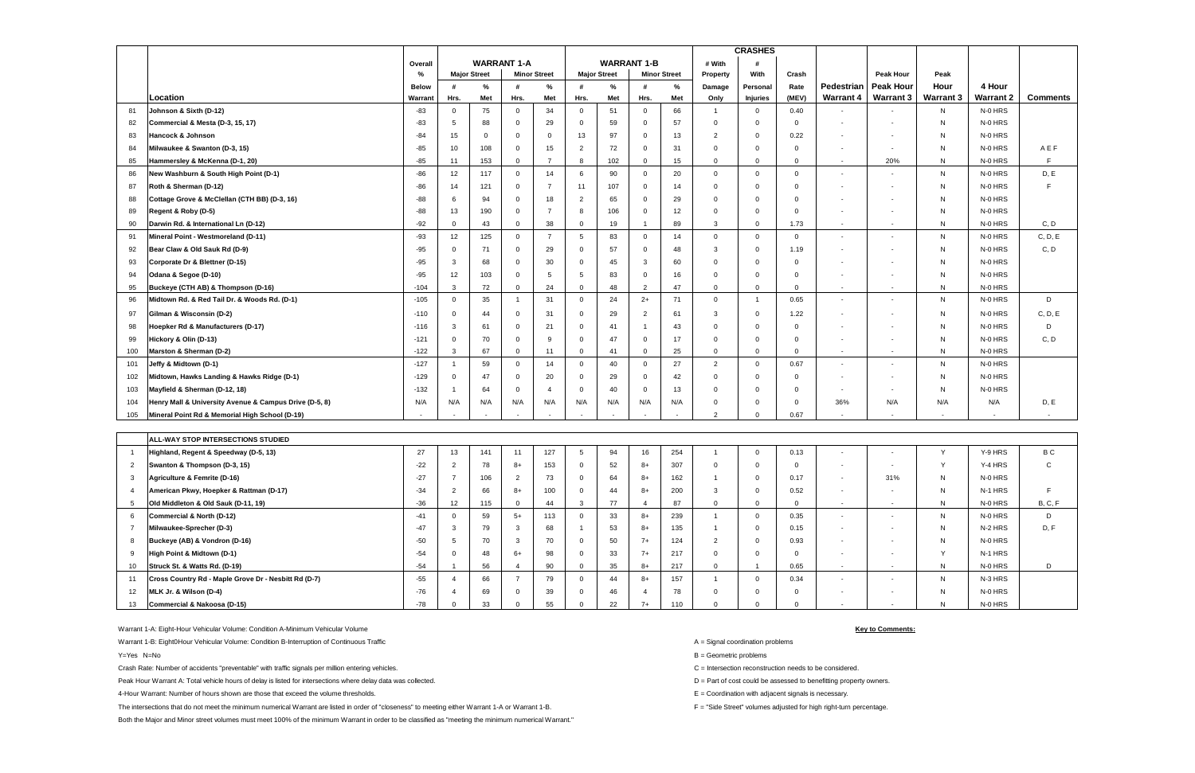| | | Overall | WARRANT 1-A | | | | WARRANT 1-B | | | | CRASHES | | | | | | | |
|---|---|---|---|---|---|---|---|---|---|---|---|---|---|---|---|---|---|---|
| | | % | Major Street | | Minor Street | | Major Street | | Minor Street | | # With | # | Crash | | Peak Hour | Peak | | |
| | | Below | # | % | # | % | # | % | # | % | Property | With | Rate | Pedestrian | Peak Hour | Hour | 4 Hour | |
| | Location | Warrant | Hrs. | Met | Hrs. | Met | Hrs. | Met | Hrs. | Met | Damage Only | Personal Injuries | (MEV) | Warrant 4 | Warrant 3 | Warrant 3 | Warrant 2 | Comments |
| 81 | Johnson & Sixth (D-12) | -83 | 0 | 75 | 0 | 34 | 0 | 51 | 0 | 66 | 1 | 0 | 0.40 | - | - | N | N-0 HRS | |
| 82 | Commercial & Mesta (D-3, 15, 17) | -83 | 5 | 88 | 0 | 29 | 0 | 59 | 0 | 57 | 0 | 0 | 0 | - | - | N | N-0 HRS | |
| 83 | Hancock & Johnson | -84 | 15 | 0 | 0 | 0 | 13 | 97 | 0 | 13 | 2 | 0 | 0.22 | - | - | N | N-0 HRS | |
| 84 | Milwaukee & Swanton (D-3, 15) | -85 | 10 | 108 | 0 | 15 | 2 | 72 | 0 | 31 | 0 | 0 | 0 | - | - | N | N-0 HRS | A E F |
| 85 | Hammersley & McKenna (D-1, 20) | -85 | 11 | 153 | 0 | 7 | 8 | 102 | 0 | 15 | 0 | 0 | 0 | - | 20% | N | N-0 HRS | F |
| 86 | New Washburn & South High Point (D-1) | -86 | 12 | 117 | 0 | 14 | 6 | 90 | 0 | 20 | 0 | 0 | 0 | - | - | N | N-0 HRS | D, E |
| 87 | Roth & Sherman (D-12) | -86 | 14 | 121 | 0 | 7 | 11 | 107 | 0 | 14 | 0 | 0 | 0 | - | - | N | N-0 HRS | F |
| 88 | Cottage Grove & McClellan (CTH BB) (D-3, 16) | -88 | 6 | 94 | 0 | 18 | 2 | 65 | 0 | 29 | 0 | 0 | 0 | - | - | N | N-0 HRS | |
| 89 | Regent & Roby (D-5) | -88 | 13 | 190 | 0 | 7 | 8 | 106 | 0 | 12 | 0 | 0 | 0 | - | - | N | N-0 HRS | |
| 90 | Darwin Rd. & International Ln (D-12) | -92 | 0 | 43 | 0 | 38 | 0 | 19 | 1 | 89 | 3 | 0 | 1.73 | - | - | N | N-0 HRS | C, D |
| 91 | Mineral Point - Westmoreland (D-11) | -93 | 12 | 125 | 0 | 7 | 5 | 83 | 0 | 14 | 0 | 0 | 0 | - | - | N | N-0 HRS | C, D, E |
| 92 | Bear Claw & Old Sauk Rd (D-9) | -95 | 0 | 71 | 0 | 29 | 0 | 57 | 0 | 48 | 3 | 0 | 1.19 | - | - | N | N-0 HRS | C, D |
| 93 | Corporate Dr & Blettner (D-15) | -95 | 3 | 68 | 0 | 30 | 0 | 45 | 3 | 60 | 0 | 0 | 0 | - | - | N | N-0 HRS | |
| 94 | Odana & Segoe (D-10) | -95 | 12 | 103 | 0 | 5 | 5 | 83 | 0 | 16 | 0 | 0 | 0 | - | - | N | N-0 HRS | |
| 95 | Buckeye (CTH AB) & Thompson (D-16) | -104 | 3 | 72 | 0 | 24 | 0 | 48 | 2 | 47 | 0 | 0 | 0 | - | - | N | N-0 HRS | |
| 96 | Midtown Rd. & Red Tail Dr. & Woods Rd. (D-1) | -105 | 0 | 35 | 1 | 31 | 0 | 24 | 2+ | 71 | 0 | 1 | 0.65 | - | - | N | N-0 HRS | D |
| 97 | Gilman & Wisconsin (D-2) | -110 | 0 | 44 | 0 | 31 | 0 | 29 | 2 | 61 | 3 | 0 | 1.22 | - | - | N | N-0 HRS | C, D, E |
| 98 | Hoepker Rd & Manufacturers (D-17) | -116 | 3 | 61 | 0 | 21 | 0 | 41 | 1 | 43 | 0 | 0 | 0 | - | - | N | N-0 HRS | D |
| 99 | Hickory & Olin (D-13) | -121 | 0 | 70 | 0 | 9 | 0 | 47 | 0 | 17 | 0 | 0 | 0 | - | - | N | N-0 HRS | C, D |
| 100 | Marston & Sherman (D-2) | -122 | 3 | 67 | 0 | 11 | 0 | 41 | 0 | 25 | 0 | 0 | 0 | - | - | N | N-0 HRS | |
| 101 | Jeffy & Midtown (D-1) | -127 | 1 | 59 | 0 | 14 | 0 | 40 | 0 | 27 | 2 | 0 | 0.67 | - | - | N | N-0 HRS | |
| 102 | Midtown, Hawks Landing & Hawks Ridge (D-1) | -129 | 0 | 47 | 0 | 20 | 0 | 29 | 0 | 42 | 0 | 0 | 0 | - | - | N | N-0 HRS | |
| 103 | Mayfield & Sherman (D-12, 18) | -132 | 1 | 64 | 0 | 4 | 0 | 40 | 0 | 13 | 0 | 0 | 0 | - | - | N | N-0 HRS | |
| 104 | Henry Mall & University Avenue & Campus Drive (D-5, 8) | N/A | N/A | N/A | N/A | N/A | N/A | N/A | N/A | N/A | 0 | 0 | 0 | 36% | N/A | N/A | N/A | D, E |
| 105 | Mineral Point Rd & Memorial High School (D-19) | - | - | - | - | - | - | - | - | - | 2 | 0 | 0.67 | - | - | - | - | - |
| | **ALL-WAY STOP INTERSECTIONS STUDIED** | | | | | | | | | | | | | | | | | |
| 1 | Highland, Regent & Speedway (D-5, 13) | 27 | 13 | 141 | 11 | 127 | 5 | 94 | 16 | 254 | 1 | 0 | 0.13 | - | - | Y | Y-9 HRS | B C |
| 2 | Swanton & Thompson (D-3, 15) | -22 | 2 | 78 | 8+ | 153 | 0 | 52 | 8+ | 307 | 0 | 0 | 0 | - | - | Y | Y-4 HRS | C |
| 3 | Agriculture & Femrite (D-16) | -27 | 7 | 106 | 2 | 73 | 0 | 64 | 8+ | 162 | 1 | 0 | 0.17 | - | 31% | N | N-0 HRS | |
| 4 | American Pkwy, Hoepker & Rattman (D-17) | -34 | 2 | 66 | 8+ | 100 | 0 | 44 | 8+ | 200 | 3 | 0 | 0.52 | - | - | N | N-1 HRS | F |
| 5 | Old Middleton & Old Sauk (D-11, 19) | -36 | 12 | 115 | 0 | 44 | 3 | 77 | 4 | 87 | 0 | 0 | 0 | - | - | N | N-0 HRS | B, C, F |
| 6 | Commercial & North (D-12) | -41 | 0 | 59 | 5+ | 113 | 0 | 33 | 8+ | 239 | 1 | 0 | 0.35 | - | - | N | N-0 HRS | D |
| 7 | Milwaukee-Sprecher (D-3) | -47 | 3 | 79 | 3 | 68 | 1 | 53 | 8+ | 135 | 1 | 0 | 0.15 | - | - | N | N-2 HRS | D, F |
| 8 | Buckeye (AB) & Vondron (D-16) | -50 | 5 | 70 | 3 | 70 | 0 | 50 | 7+ | 124 | 2 | 0 | 0.93 | - | - | N | N-0 HRS | |
| 9 | High Point & Midtown (D-1) | -54 | 0 | 48 | 6+ | 98 | 0 | 33 | 7+ | 217 | 0 | 0 | 0 | - | - | Y | N-1 HRS | |
| 10 | Struck St. & Watts Rd. (D-19) | -54 | 1 | 56 | 4 | 90 | 0 | 35 | 8+ | 217 | 0 | 1 | 0.65 | - | - | N | N-0 HRS | D |
| 11 | Cross Country Rd - Maple Grove Dr - Nesbitt Rd (D-7) | -55 | 4 | 66 | 7 | 79 | 0 | 44 | 8+ | 157 | 1 | 0 | 0.34 | - | - | N | N-3 HRS | |
| 12 | MLK Jr. & Wilson (D-4) | -76 | 4 | 69 | 0 | 39 | 0 | 46 | 4 | 78 | 0 | 0 | 0 | - | - | N | N-0 HRS | |
| 13 | Commercial & Nakoosa (D-15) | -78 | 0 | 33 | 0 | 55 | 0 | 22 | 7+ | 110 | 0 | 0 | 0 | - | - | N | N-0 HRS | |

Warrant 1-A: Eight-Hour Vehicular Volume: Condition A-Minimum Vehicular Volume

Warrant 1-B: Eight0Hour Vehicular Volume: Condition B-Interruption of Continuous Traffic

Y=Yes N=No

Crash Rate: Number of accidents "preventable" with traffic signals per million entering vehicles.

Peak Hour Warrant A: Total vehicle hours of delay is listed for intersections where delay data was collected.

4-Hour Warrant: Number of hours shown are those that exceed the volume thresholds.

The intersections that do not meet the minimum numerical Warrant are listed in order of "closeness" to meeting either Warrant 1-A or Warrant 1-B.

Both the Major and Minor street volumes must meet 100% of the minimum Warrant in order to be classified as "meeting the minimum numerical Warrant."

**Key to Comments:**

A = Signal coordination problems

B = Geometric problems

C = Intersection reconstruction needs to be considered.

D = Part of cost could be assessed to benefitting property owners.

E = Coordination with adjacent signals is necessary.

F = "Side Street" volumes adjusted for high right-turn percentage.